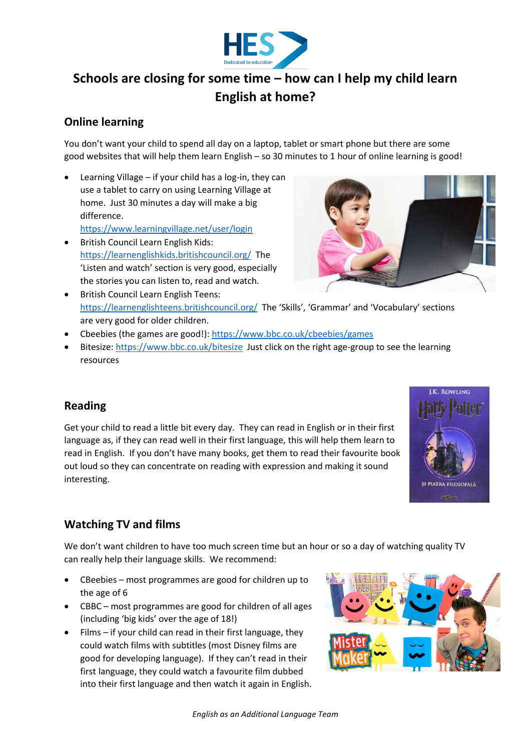HES
Dedicated to education

# Schools are closing for some time – how can I help my child learn English at home?

## Online learning

You don't want your child to spend all day on a laptop, tablet or smart phone but there are some good websites that will help them learn English – so 30 minutes to 1 hour of online learning is good!

- Learning Village – if your child has a log-in, they can use a tablet to carry on using Learning Village at home. Just 30 minutes a day will make a big difference. https://www.learningvillage.net/user/login
- British Council Learn English Kids: https://learnenglishkids.britishcouncil.org/ The 'Listen and watch' section is very good, especially the stories you can listen to, read and watch.
- British Council Learn English Teens: https://learnenglishteens.britishcouncil.org/ The 'Skills', 'Grammar' and 'Vocabulary' sections are very good for older children.
- Cbeebies (the games are good!): https://www.bbc.co.uk/cbeebies/games
- Bitesize: https://www.bbc.co.uk/bitesize Just click on the right age-group to see the learning resources

## Reading

Get your child to read a little bit every day. They can read in English or in their first language as, if they can read well in their first language, this will help them learn to read in English. If you don't have many books, get them to read their favourite book out loud so they can concentrate on reading with expression and making it sound interesting.

## Watching TV and films

We don't want children to have too much screen time but an hour or so a day of watching quality TV can really help their language skills. We recommend:

- CBeebies – most programmes are good for children up to the age of 6
- CBBC – most programmes are good for children of all ages (including 'big kids' over the age of 18!)
- Films – if your child can read in their first language, they could watch films with subtitles (most Disney films are good for developing language). If they can't read in their first language, they could watch a favourite film dubbed into their first language and then watch it again in English.

*English as an Additional Language Team*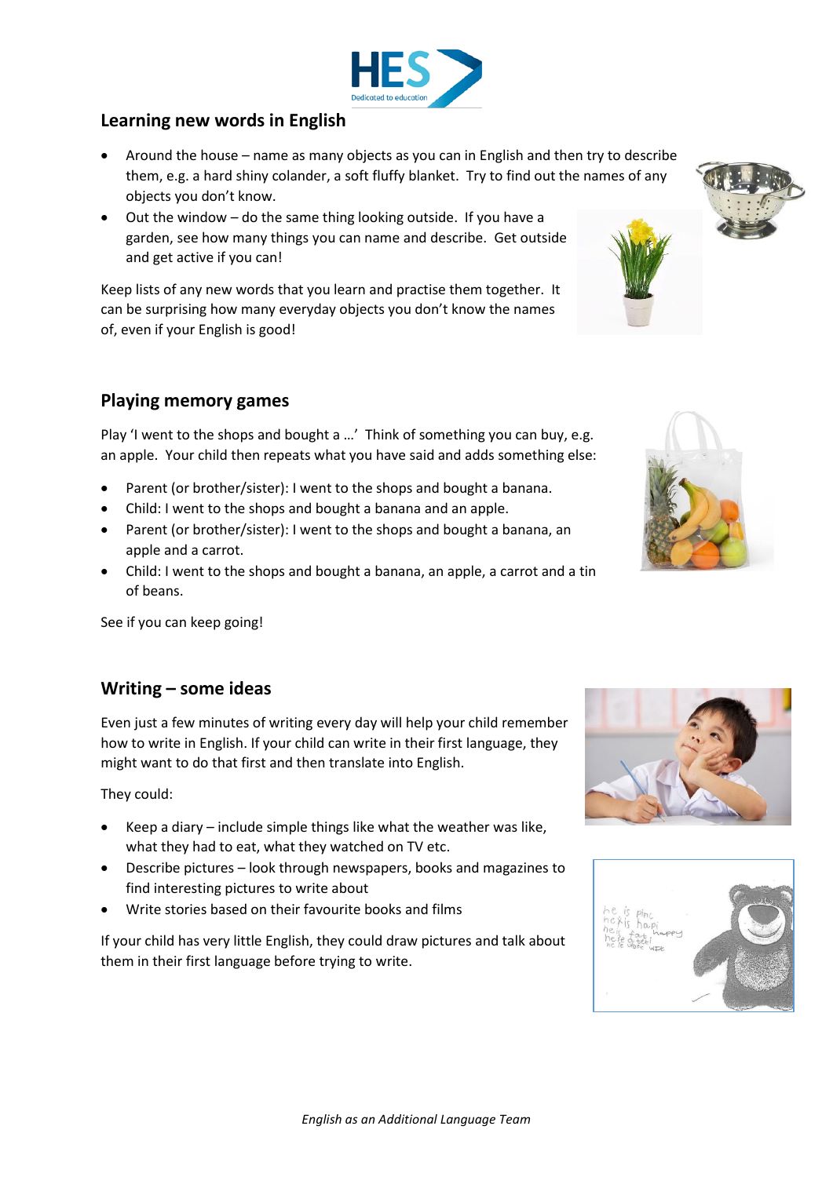## Learning new words in English

- Around the house – name as many objects as you can in English and then try to describe them, e.g. a hard shiny colander, a soft fluffy blanket. Try to find out the names of any objects you don't know.
- Out the window – do the same thing looking outside. If you have a garden, see how many things you can name and describe. Get outside and get active if you can!

Keep lists of any new words that you learn and practise them together. It can be surprising how many everyday objects you don't know the names of, even if your English is good!

## Playing memory games

Play 'I went to the shops and bought a …' Think of something you can buy, e.g. an apple. Your child then repeats what you have said and adds something else:

- Parent (or brother/sister): I went to the shops and bought a banana.
- Child: I went to the shops and bought a banana and an apple.
- Parent (or brother/sister): I went to the shops and bought a banana, an apple and a carrot.
- Child: I went to the shops and bought a banana, an apple, a carrot and a tin of beans.

See if you can keep going!

## Writing – some ideas

Even just a few minutes of writing every day will help your child remember how to write in English. If your child can write in their first language, they might want to do that first and then translate into English.

They could:

- Keep a diary – include simple things like what the weather was like, what they had to eat, what they watched on TV etc.
- Describe pictures – look through newspapers, books and magazines to find interesting pictures to write about
- Write stories based on their favourite books and films

If your child has very little English, they could draw pictures and talk about them in their first language before trying to write.